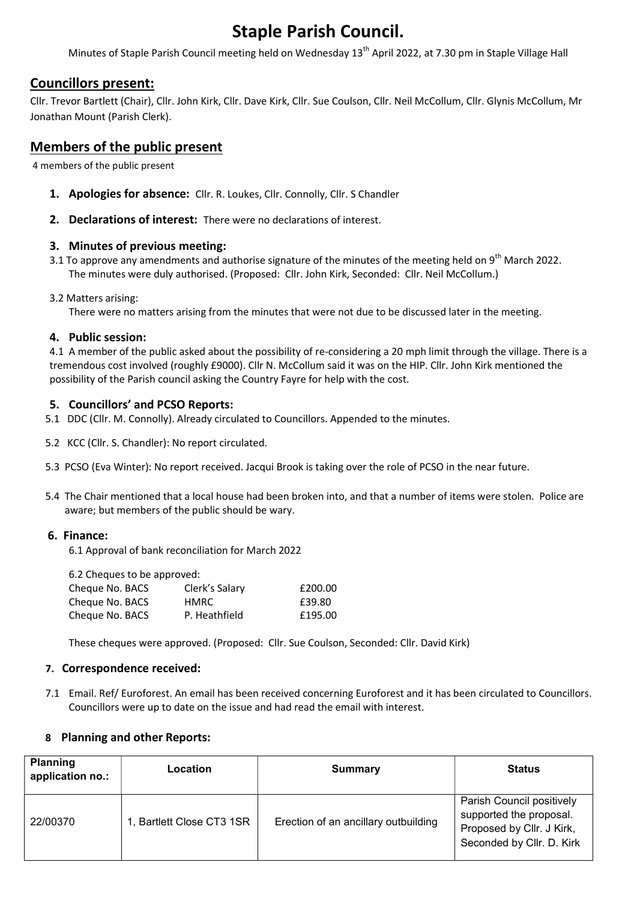# Staple Parish Council.

Minutes of Staple Parish Council meeting held on Wednesday 13th April 2022, at 7.30 pm in Staple Village Hall

## Councillors present:

Cllr. Trevor Bartlett (Chair), Cllr. John Kirk, Cllr. Dave Kirk, Cllr. Sue Coulson, Cllr. Neil McCollum, Cllr. Glynis McCollum, Mr Jonathan Mount (Parish Clerk).

## Members of the public present

4 members of the public present

1. **Apologies for absence:** Cllr. R. Loukes, Cllr. Connolly, Cllr. S Chandler

2. **Declarations of interest:** There were no declarations of interest.

### 3. Minutes of previous meeting:

3.1 To approve any amendments and authorise signature of the minutes of the meeting held on 9th March 2022. The minutes were duly authorised. (Proposed: Cllr. John Kirk, Seconded: Cllr. Neil McCollum.)

3.2 Matters arising:
There were no matters arising from the minutes that were not due to be discussed later in the meeting.

### 4. Public session:

4.1 A member of the public asked about the possibility of re-considering a 20 mph limit through the village. There is a tremendous cost involved (roughly £9000). Cllr N. McCollum said it was on the HIP. Cllr. John Kirk mentioned the possibility of the Parish council asking the Country Fayre for help with the cost.

### 5. Councillors' and PCSO Reports:

5.1 DDC (Cllr. M. Connolly). Already circulated to Councillors. Appended to the minutes.

5.2 KCC (Cllr. S. Chandler): No report circulated.

5.3 PCSO (Eva Winter): No report received. Jacqui Brook is taking over the role of PCSO in the near future.

5.4 The Chair mentioned that a local house had been broken into, and that a number of items were stolen. Police are aware; but members of the public should be wary.

### 6. Finance:

6.1 Approval of bank reconciliation for March 2022

6.2 Cheques to be approved:

| | | |
|---|---|---|
| Cheque No. BACS | Clerk's Salary | £200.00 |
| Cheque No. BACS | HMRC | £39.80 |
| Cheque No. BACS | P. Heathfield | £195.00 |

These cheques were approved. (Proposed: Cllr. Sue Coulson, Seconded: Cllr. David Kirk)

### 7. Correspondence received:

7.1 Email. Ref/ Euroforest. An email has been received concerning Euroforest and it has been circulated to Councillors. Councillors were up to date on the issue and had read the email with interest.

### 8 Planning and other Reports:

| Planning application no.: | Location | Summary | Status |
|---|---|---|---|
| 22/00370 | 1, Bartlett Close CT3 1SR | Erection of an ancillary outbuilding | Parish Council positively supported the proposal. Proposed by Cllr. J Kirk, Seconded by Cllr. D. Kirk |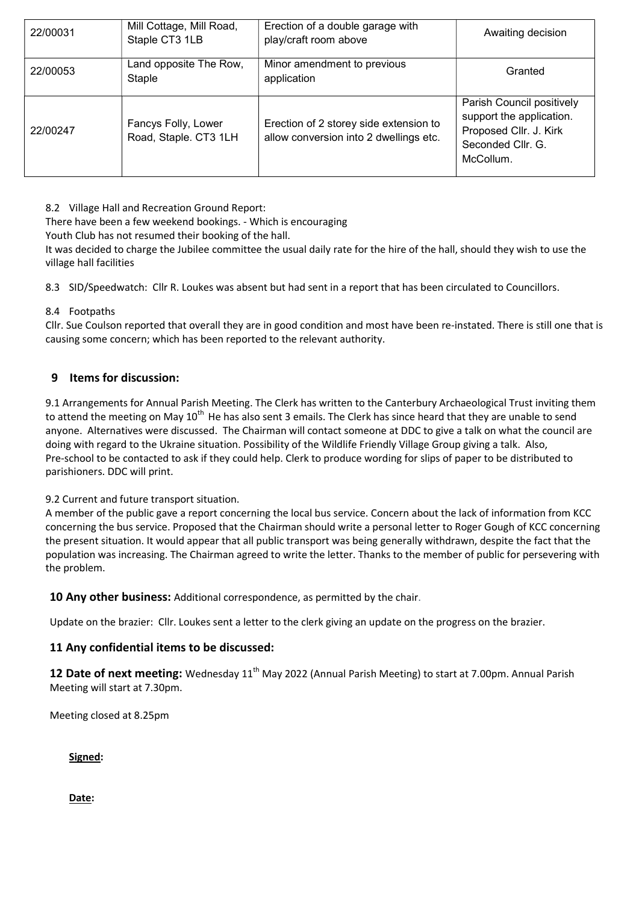| | | | |
|---|---|---|---|
| 22/00031 | Mill Cottage, Mill Road, Staple CT3 1LB | Erection of a double garage with play/craft room above | Awaiting decision |
| 22/00053 | Land opposite The Row, Staple | Minor amendment to previous application | Granted |
| 22/00247 | Fancys Folly, Lower Road, Staple. CT3 1LH | Erection of 2 storey side extension to allow conversion into 2 dwellings etc. | Parish Council positively support the application. Proposed Cllr. J. Kirk Seconded Cllr. G. McCollum. |

8.2 Village Hall and Recreation Ground Report:
There have been a few weekend bookings. - Which is encouraging
Youth Club has not resumed their booking of the hall.
It was decided to charge the Jubilee committee the usual daily rate for the hire of the hall, should they wish to use the village hall facilities

8.3 SID/Speedwatch: Cllr R. Loukes was absent but had sent in a report that has been circulated to Councillors.

8.4 Footpaths
Cllr. Sue Coulson reported that overall they are in good condition and most have been re-instated. There is still one that is causing some concern; which has been reported to the relevant authority.

## 9 Items for discussion:

9.1 Arrangements for Annual Parish Meeting. The Clerk has written to the Canterbury Archaeological Trust inviting them to attend the meeting on May 10th He has also sent 3 emails. The Clerk has since heard that they are unable to send anyone. Alternatives were discussed. The Chairman will contact someone at DDC to give a talk on what the council are doing with regard to the Ukraine situation. Possibility of the Wildlife Friendly Village Group giving a talk. Also, Pre-school to be contacted to ask if they could help. Clerk to produce wording for slips of paper to be distributed to parishioners. DDC will print.

9.2 Current and future transport situation.
A member of the public gave a report concerning the local bus service. Concern about the lack of information from KCC concerning the bus service. Proposed that the Chairman should write a personal letter to Roger Gough of KCC concerning the present situation. It would appear that all public transport was being generally withdrawn, despite the fact that the population was increasing. The Chairman agreed to write the letter. Thanks to the member of public for persevering with the problem.

**10 Any other business:** Additional correspondence, as permitted by the chair.

Update on the brazier: Cllr. Loukes sent a letter to the clerk giving an update on the progress on the brazier.

**11 Any confidential items to be discussed:**

**12 Date of next meeting:** Wednesday 11th May 2022 (Annual Parish Meeting) to start at 7.00pm. Annual Parish Meeting will start at 7.30pm.

Meeting closed at 8.25pm

**Signed:**

**Date:**